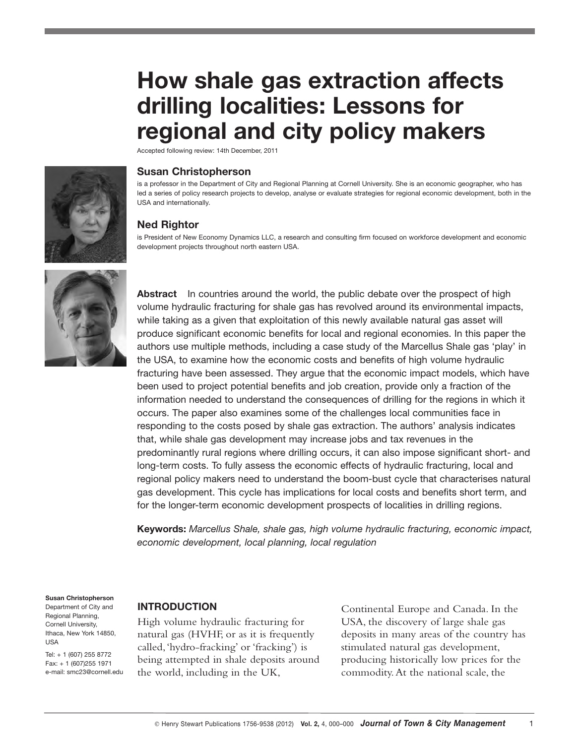# How shale gas extraction affects drilling localities: Lessons for regional and city policy makers

Accepted following review: 14th December, 2011

### Susan Christopherson

is a professor in the Department of City and Regional Planning at Cornell University. She is an economic geographer, who has led a series of policy research projects to develop, analyse or evaluate strategies for regional economic development, both in the USA and internationally.

### Ned Rightor

is President of New Economy Dynamics LLC, a research and consulting firm focused on workforce development and economic development projects throughout north eastern USA.

**Abstract** In countries around the world, the public debate over the prospect of high volume hydraulic fracturing for shale gas has revolved around its environmental impacts, while taking as a given that exploitation of this newly available natural gas asset will produce significant economic benefits for local and regional economies. In this paper the authors use multiple methods, including a case study of the Marcellus Shale gas 'play' in the USA, to examine how the economic costs and benefits of high volume hydraulic fracturing have been assessed. They argue that the economic impact models, which have been used to project potential benefits and job creation, provide only a fraction of the information needed to understand the consequences of drilling for the regions in which it occurs. The paper also examines some of the challenges local communities face in responding to the costs posed by shale gas extraction. The authors' analysis indicates that, while shale gas development may increase jobs and tax revenues in the predominantly rural regions where drilling occurs, it can also impose significant short- and long-term costs. To fully assess the economic effects of hydraulic fracturing, local and regional policy makers need to understand the boom-bust cycle that characterises natural gas development. This cycle has implications for local costs and benefits short term, and for the longer-term economic development prospects of localities in drilling regions.

**Keywords:** *Marcellus Shale, shale gas, high volume hydraulic fracturing, economic impact, economic development, local planning, local regulation*

**Susan Christopherson**
Department of City and Regional Planning,
Cornell University,
Ithaca, New York 14850,
USA

Tel: + 1 (607) 255 8772
Fax: + 1 (607)255 1971
e-mail: smc23@cornell.edu

## INTRODUCTION

High volume hydraulic fracturing for natural gas (HVHF, or as it is frequently called, 'hydro-fracking' or 'fracking') is being attempted in shale deposits around the world, including in the UK, Continental Europe and Canada. In the USA, the discovery of large shale gas deposits in many areas of the country has stimulated natural gas development, producing historically low prices for the commodity. At the national scale, the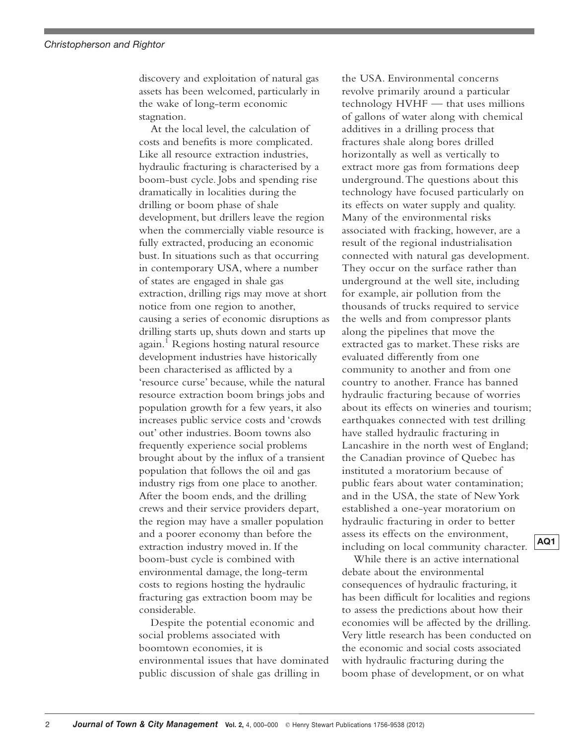discovery and exploitation of natural gas assets has been welcomed, particularly in the wake of long-term economic stagnation.

At the local level, the calculation of costs and benefits is more complicated. Like all resource extraction industries, hydraulic fracturing is characterised by a boom-bust cycle. Jobs and spending rise dramatically in localities during the drilling or boom phase of shale development, but drillers leave the region when the commercially viable resource is fully extracted, producing an economic bust. In situations such as that occurring in contemporary USA, where a number of states are engaged in shale gas extraction, drilling rigs may move at short notice from one region to another, causing a series of economic disruptions as drilling starts up, shuts down and starts up again.[1] Regions hosting natural resource development industries have historically been characterised as afflicted by a 'resource curse' because, while the natural resource extraction boom brings jobs and population growth for a few years, it also increases public service costs and 'crowds out' other industries. Boom towns also frequently experience social problems brought about by the influx of a transient population that follows the oil and gas industry rigs from one place to another. After the boom ends, and the drilling crews and their service providers depart, the region may have a smaller population and a poorer economy than before the extraction industry moved in. If the boom-bust cycle is combined with environmental damage, the long-term costs to regions hosting the hydraulic fracturing gas extraction boom may be considerable.

Despite the potential economic and social problems associated with boomtown economies, it is environmental issues that have dominated public discussion of shale gas drilling in the USA. Environmental concerns revolve primarily around a particular technology HVHF — that uses millions of gallons of water along with chemical additives in a drilling process that fractures shale along bores drilled horizontally as well as vertically to extract more gas from formations deep underground. The questions about this technology have focused particularly on its effects on water supply and quality. Many of the environmental risks associated with fracking, however, are a result of the regional industrialisation connected with natural gas development. They occur on the surface rather than underground at the well site, including for example, air pollution from the thousands of trucks required to service the wells and from compressor plants along the pipelines that move the extracted gas to market. These risks are evaluated differently from one community to another and from one country to another. France has banned hydraulic fracturing because of worries about its effects on wineries and tourism; earthquakes connected with test drilling have stalled hydraulic fracturing in Lancashire in the north west of England; the Canadian province of Quebec has instituted a moratorium because of public fears about water contamination; and in the USA, the state of New York established a one-year moratorium on hydraulic fracturing in order to better assess its effects on the environment, including on local community character. AQ1

While there is an active international debate about the environmental consequences of hydraulic fracturing, it has been difficult for localities and regions to assess the predictions about how their economies will be affected by the drilling. Very little research has been conducted on the economic and social costs associated with hydraulic fracturing during the boom phase of development, or on what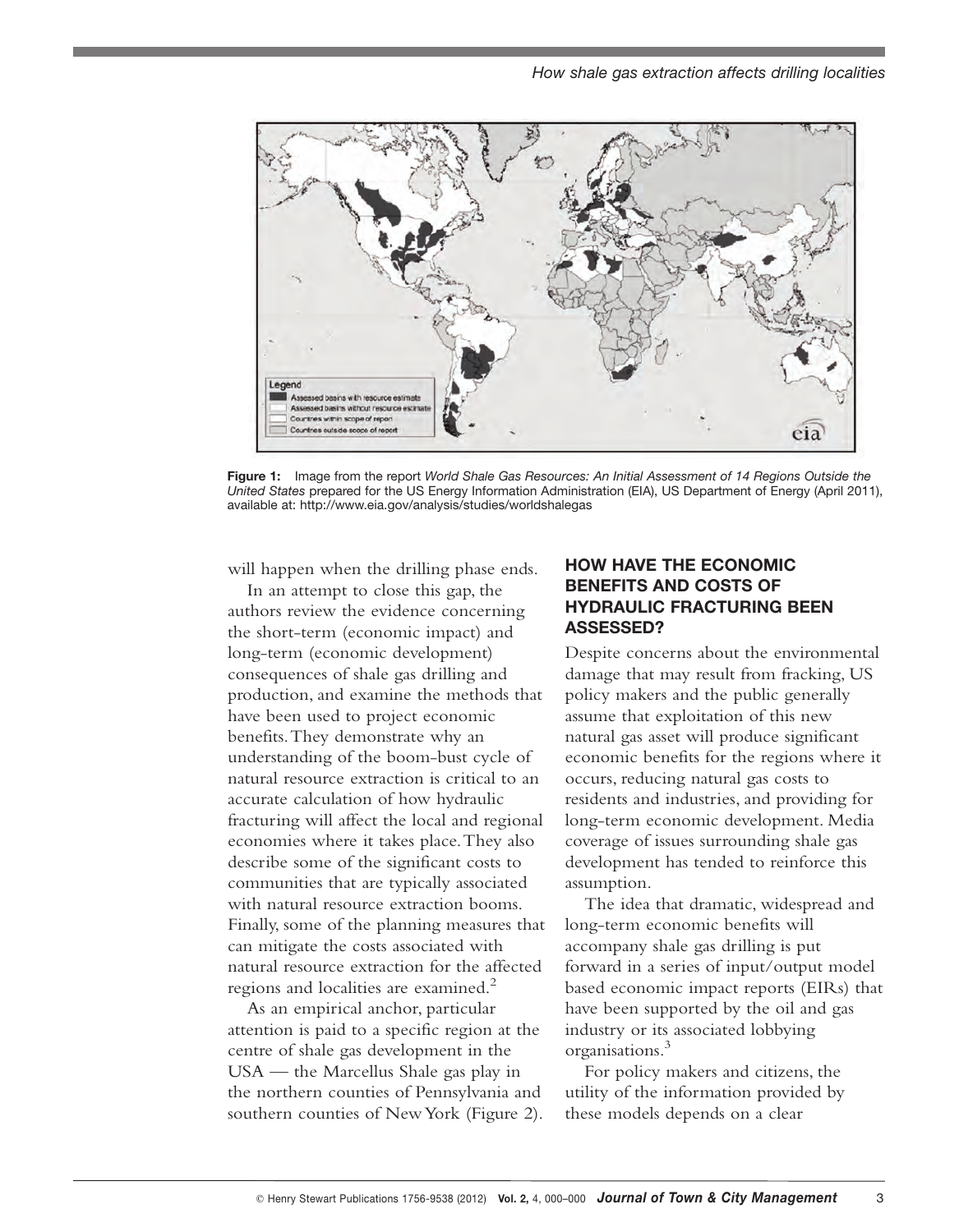Figure 1: Image from the report *World Shale Gas Resources: An Initial Assessment of 14 Regions Outside the United States* prepared for the US Energy Information Administration (EIA), US Department of Energy (April 2011), available at: http://www.eia.gov/analysis/studies/worldshalegas

will happen when the drilling phase ends.

In an attempt to close this gap, the authors review the evidence concerning the short-term (economic impact) and long-term (economic development) consequences of shale gas drilling and production, and examine the methods that have been used to project economic benefits. They demonstrate why an understanding of the boom-bust cycle of natural resource extraction is critical to an accurate calculation of how hydraulic fracturing will affect the local and regional economies where it takes place. They also describe some of the significant costs to communities that are typically associated with natural resource extraction booms. Finally, some of the planning measures that can mitigate the costs associated with natural resource extraction for the affected regions and localities are examined.[2]

As an empirical anchor, particular attention is paid to a specific region at the centre of shale gas development in the USA — the Marcellus Shale gas play in the northern counties of Pennsylvania and southern counties of New York (Figure 2).

## HOW HAVE THE ECONOMIC BENEFITS AND COSTS OF HYDRAULIC FRACTURING BEEN ASSESSED?

Despite concerns about the environmental damage that may result from fracking, US policy makers and the public generally assume that exploitation of this new natural gas asset will produce significant economic benefits for the regions where it occurs, reducing natural gas costs to residents and industries, and providing for long-term economic development. Media coverage of issues surrounding shale gas development has tended to reinforce this assumption.

The idea that dramatic, widespread and long-term economic benefits will accompany shale gas drilling is put forward in a series of input/output model based economic impact reports (EIRs) that have been supported by the oil and gas industry or its associated lobbying organisations.[3]

For policy makers and citizens, the utility of the information provided by these models depends on a clear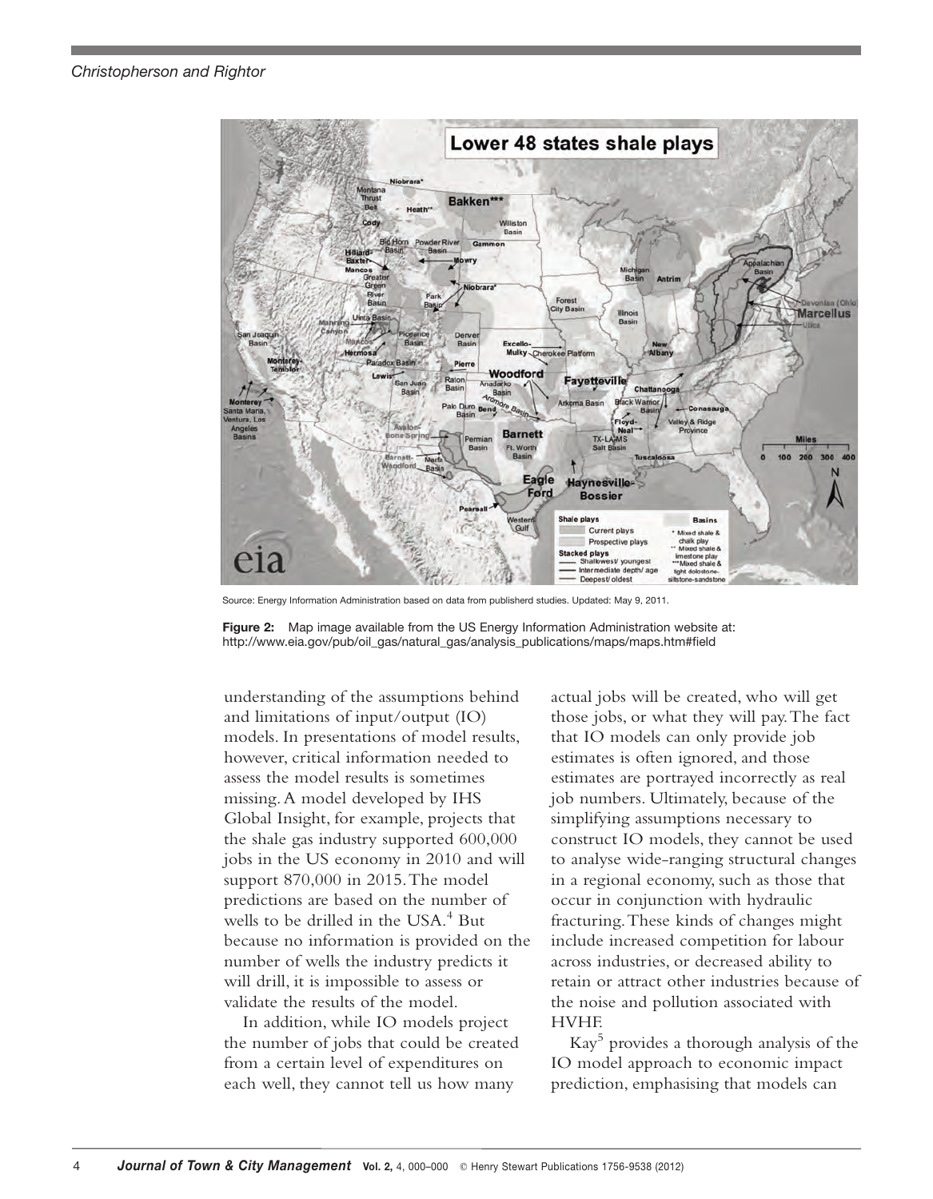Source: Energy Information Administration based on data from publisherd studies. Updated: May 9, 2011.

**Figure 2:** Map image available from the US Energy Information Administration website at: http://www.eia.gov/pub/oil_gas/natural_gas/analysis_publications/maps/maps.htm#field

understanding of the assumptions behind and limitations of input/output (IO) models. In presentations of model results, however, critical information needed to assess the model results is sometimes missing. A model developed by IHS Global Insight, for example, projects that the shale gas industry supported 600,000 jobs in the US economy in 2010 and will support 870,000 in 2015. The model predictions are based on the number of wells to be drilled in the USA.[4] But because no information is provided on the number of wells the industry predicts it will drill, it is impossible to assess or validate the results of the model.

In addition, while IO models project the number of jobs that could be created from a certain level of expenditures on each well, they cannot tell us how many actual jobs will be created, who will get those jobs, or what they will pay. The fact that IO models can only provide job estimates is often ignored, and those estimates are portrayed incorrectly as real job numbers. Ultimately, because of the simplifying assumptions necessary to construct IO models, they cannot be used to analyse wide-ranging structural changes in a regional economy, such as those that occur in conjunction with hydraulic fracturing. These kinds of changes might include increased competition for labour across industries, or decreased ability to retain or attract other industries because of the noise and pollution associated with HVHF.

Kay[5] provides a thorough analysis of the IO model approach to economic impact prediction, emphasising that models can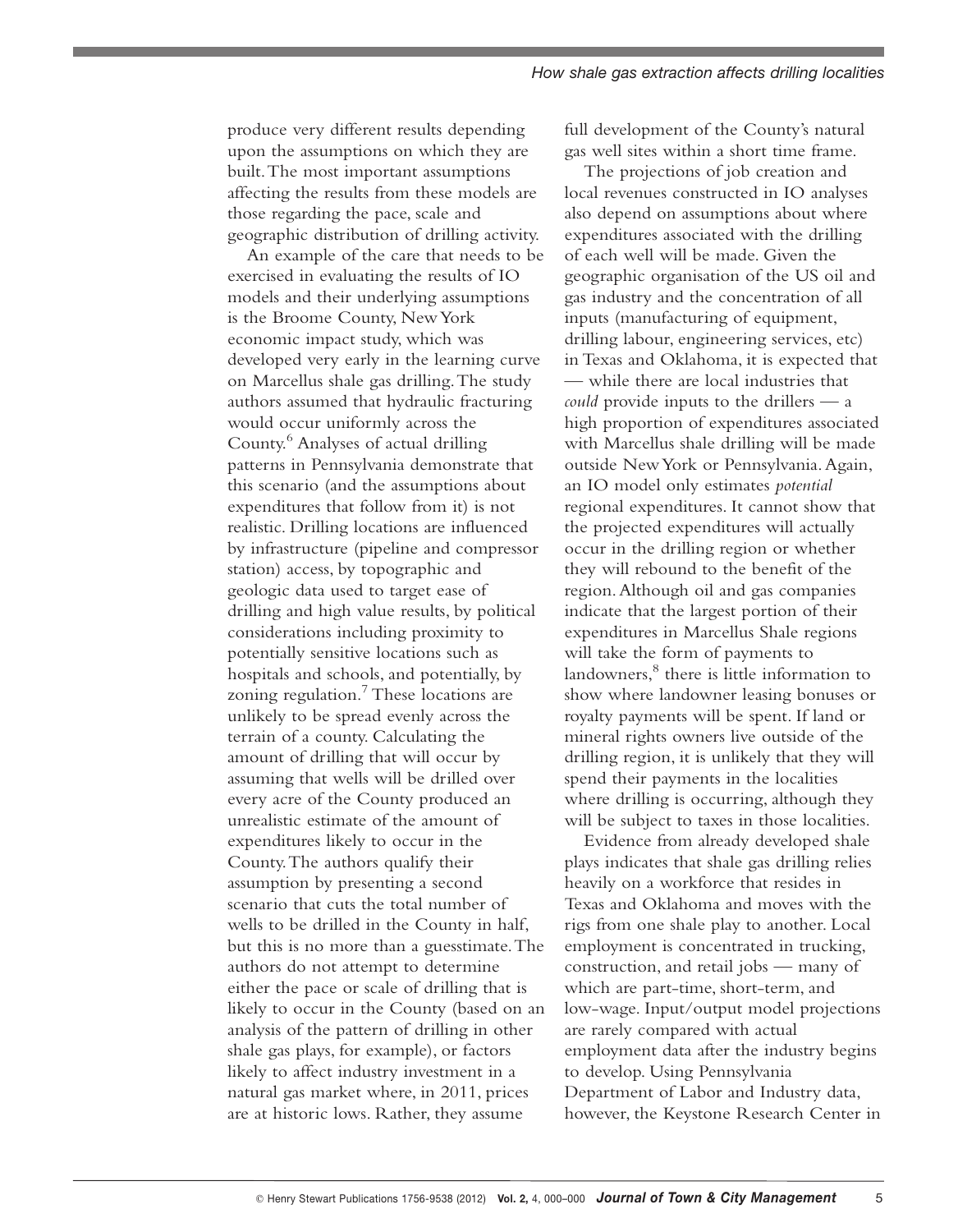produce very different results depending upon the assumptions on which they are built. The most important assumptions affecting the results from these models are those regarding the pace, scale and geographic distribution of drilling activity.

An example of the care that needs to be exercised in evaluating the results of IO models and their underlying assumptions is the Broome County, New York economic impact study, which was developed very early in the learning curve on Marcellus shale gas drilling. The study authors assumed that hydraulic fracturing would occur uniformly across the County.[6] Analyses of actual drilling patterns in Pennsylvania demonstrate that this scenario (and the assumptions about expenditures that follow from it) is not realistic. Drilling locations are influenced by infrastructure (pipeline and compressor station) access, by topographic and geologic data used to target ease of drilling and high value results, by political considerations including proximity to potentially sensitive locations such as hospitals and schools, and potentially, by zoning regulation.[7] These locations are unlikely to be spread evenly across the terrain of a county. Calculating the amount of drilling that will occur by assuming that wells will be drilled over every acre of the County produced an unrealistic estimate of the amount of expenditures likely to occur in the County. The authors qualify their assumption by presenting a second scenario that cuts the total number of wells to be drilled in the County in half, but this is no more than a guesstimate. The authors do not attempt to determine either the pace or scale of drilling that is likely to occur in the County (based on an analysis of the pattern of drilling in other shale gas plays, for example), or factors likely to affect industry investment in a natural gas market where, in 2011, prices are at historic lows. Rather, they assume full development of the County's natural gas well sites within a short time frame.

The projections of job creation and local revenues constructed in IO analyses also depend on assumptions about where expenditures associated with the drilling of each well will be made. Given the geographic organisation of the US oil and gas industry and the concentration of all inputs (manufacturing of equipment, drilling labour, engineering services, etc) in Texas and Oklahoma, it is expected that — while there are local industries that *could* provide inputs to the drillers — a high proportion of expenditures associated with Marcellus shale drilling will be made outside New York or Pennsylvania. Again, an IO model only estimates *potential* regional expenditures. It cannot show that the projected expenditures will actually occur in the drilling region or whether they will rebound to the benefit of the region. Although oil and gas companies indicate that the largest portion of their expenditures in Marcellus Shale regions will take the form of payments to landowners,[8] there is little information to show where landowner leasing bonuses or royalty payments will be spent. If land or mineral rights owners live outside of the drilling region, it is unlikely that they will spend their payments in the localities where drilling is occurring, although they will be subject to taxes in those localities.

Evidence from already developed shale plays indicates that shale gas drilling relies heavily on a workforce that resides in Texas and Oklahoma and moves with the rigs from one shale play to another. Local employment is concentrated in trucking, construction, and retail jobs — many of which are part-time, short-term, and low-wage. Input/output model projections are rarely compared with actual employment data after the industry begins to develop. Using Pennsylvania Department of Labor and Industry data, however, the Keystone Research Center in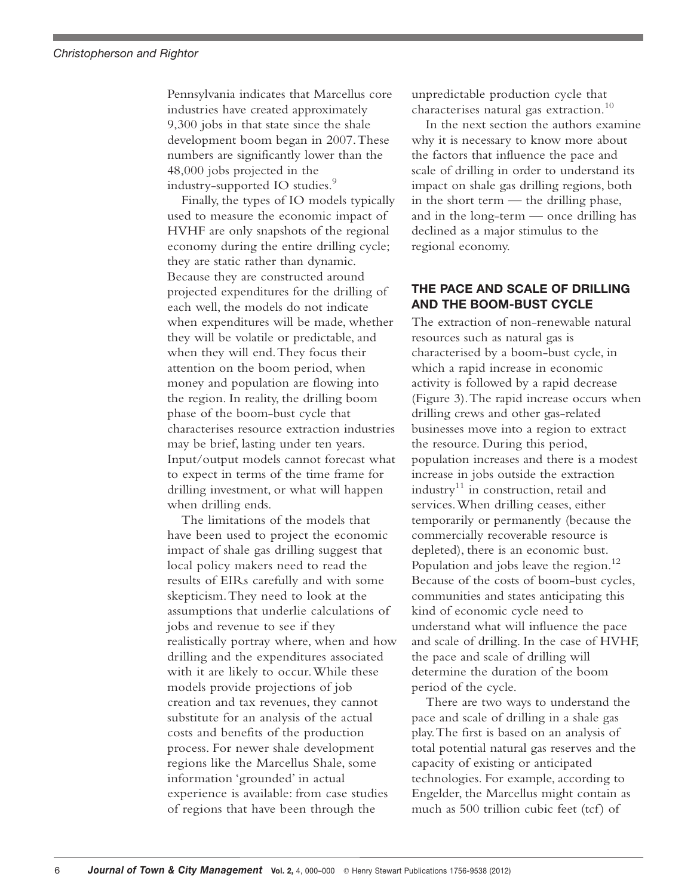Pennsylvania indicates that Marcellus core industries have created approximately 9,300 jobs in that state since the shale development boom began in 2007. These numbers are significantly lower than the 48,000 jobs projected in the industry-supported IO studies.[9]

Finally, the types of IO models typically used to measure the economic impact of HVHF are only snapshots of the regional economy during the entire drilling cycle; they are static rather than dynamic. Because they are constructed around projected expenditures for the drilling of each well, the models do not indicate when expenditures will be made, whether they will be volatile or predictable, and when they will end. They focus their attention on the boom period, when money and population are flowing into the region. In reality, the drilling boom phase of the boom-bust cycle that characterises resource extraction industries may be brief, lasting under ten years. Input/output models cannot forecast what to expect in terms of the time frame for drilling investment, or what will happen when drilling ends.

The limitations of the models that have been used to project the economic impact of shale gas drilling suggest that local policy makers need to read the results of EIRs carefully and with some skepticism. They need to look at the assumptions that underlie calculations of jobs and revenue to see if they realistically portray where, when and how drilling and the expenditures associated with it are likely to occur. While these models provide projections of job creation and tax revenues, they cannot substitute for an analysis of the actual costs and benefits of the production process. For newer shale development regions like the Marcellus Shale, some information 'grounded' in actual experience is available: from case studies of regions that have been through the unpredictable production cycle that characterises natural gas extraction.[10]

In the next section the authors examine why it is necessary to know more about the factors that influence the pace and scale of drilling in order to understand its impact on shale gas drilling regions, both in the short term — the drilling phase, and in the long-term — once drilling has declined as a major stimulus to the regional economy.

## THE PACE AND SCALE OF DRILLING AND THE BOOM-BUST CYCLE

The extraction of non-renewable natural resources such as natural gas is characterised by a boom-bust cycle, in which a rapid increase in economic activity is followed by a rapid decrease (Figure 3). The rapid increase occurs when drilling crews and other gas-related businesses move into a region to extract the resource. During this period, population increases and there is a modest increase in jobs outside the extraction industry[11] in construction, retail and services. When drilling ceases, either temporarily or permanently (because the commercially recoverable resource is depleted), there is an economic bust. Population and jobs leave the region.[12] Because of the costs of boom-bust cycles, communities and states anticipating this kind of economic cycle need to understand what will influence the pace and scale of drilling. In the case of HVHF, the pace and scale of drilling will determine the duration of the boom period of the cycle.

There are two ways to understand the pace and scale of drilling in a shale gas play. The first is based on an analysis of total potential natural gas reserves and the capacity of existing or anticipated technologies. For example, according to Engelder, the Marcellus might contain as much as 500 trillion cubic feet (tcf) of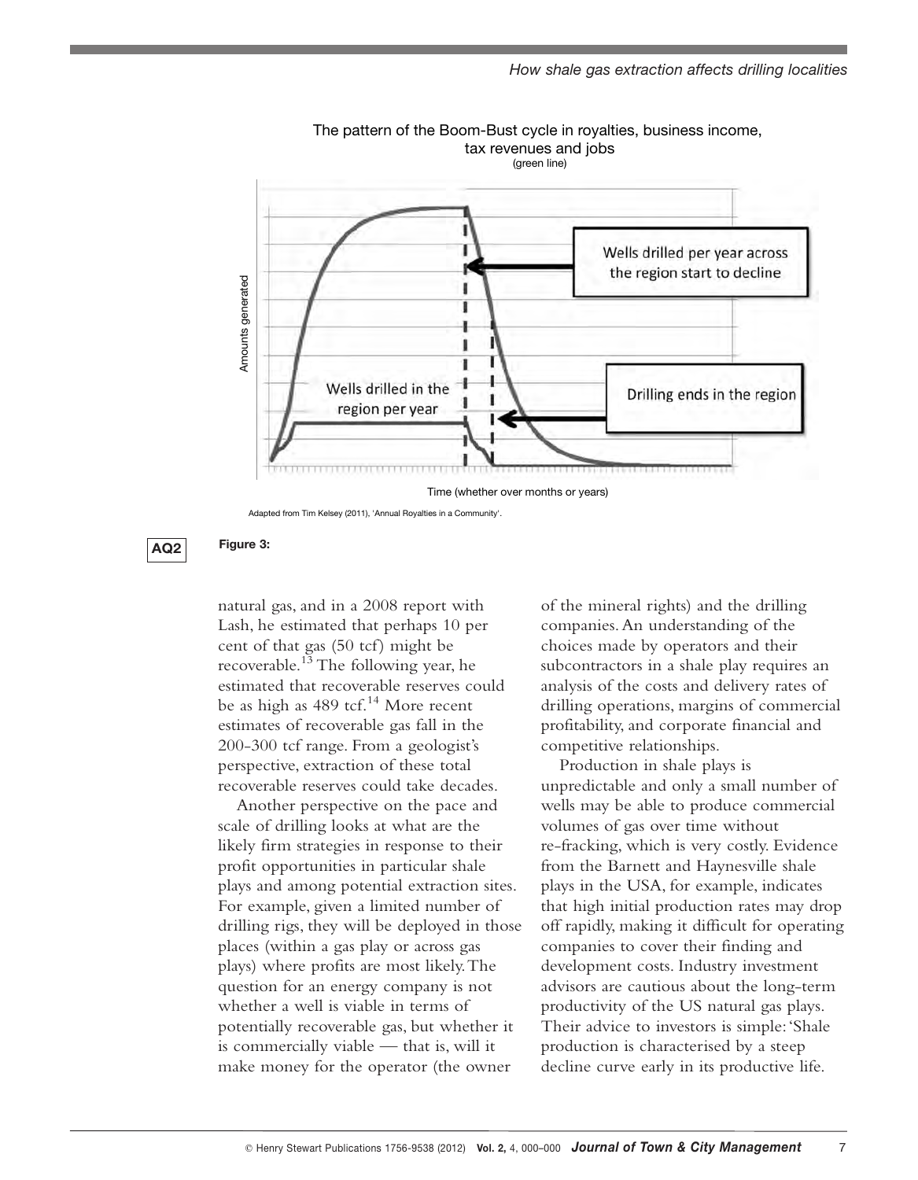The pattern of the Boom-Bust cycle in royalties, business income, tax revenues and jobs (green line)

Adapted from Tim Kelsey (2011), 'Annual Royalties in a Community'.

AQ2 **Figure 3:**

natural gas, and in a 2008 report with Lash, he estimated that perhaps 10 per cent of that gas (50 tcf) might be recoverable.[13] The following year, he estimated that recoverable reserves could be as high as 489 tcf.[14] More recent estimates of recoverable gas fall in the 200-300 tcf range. From a geologist's perspective, extraction of these total recoverable reserves could take decades.

Another perspective on the pace and scale of drilling looks at what are the likely firm strategies in response to their profit opportunities in particular shale plays and among potential extraction sites. For example, given a limited number of drilling rigs, they will be deployed in those places (within a gas play or across gas plays) where profits are most likely. The question for an energy company is not whether a well is viable in terms of potentially recoverable gas, but whether it is commercially viable — that is, will it make money for the operator (the owner of the mineral rights) and the drilling companies. An understanding of the choices made by operators and their subcontractors in a shale play requires an analysis of the costs and delivery rates of drilling operations, margins of commercial profitability, and corporate financial and competitive relationships.

Production in shale plays is unpredictable and only a small number of wells may be able to produce commercial volumes of gas over time without re-fracking, which is very costly. Evidence from the Barnett and Haynesville shale plays in the USA, for example, indicates that high initial production rates may drop off rapidly, making it difficult for operating companies to cover their finding and development costs. Industry investment advisors are cautious about the long-term productivity of the US natural gas plays. Their advice to investors is simple: 'Shale production is characterised by a steep decline curve early in its productive life.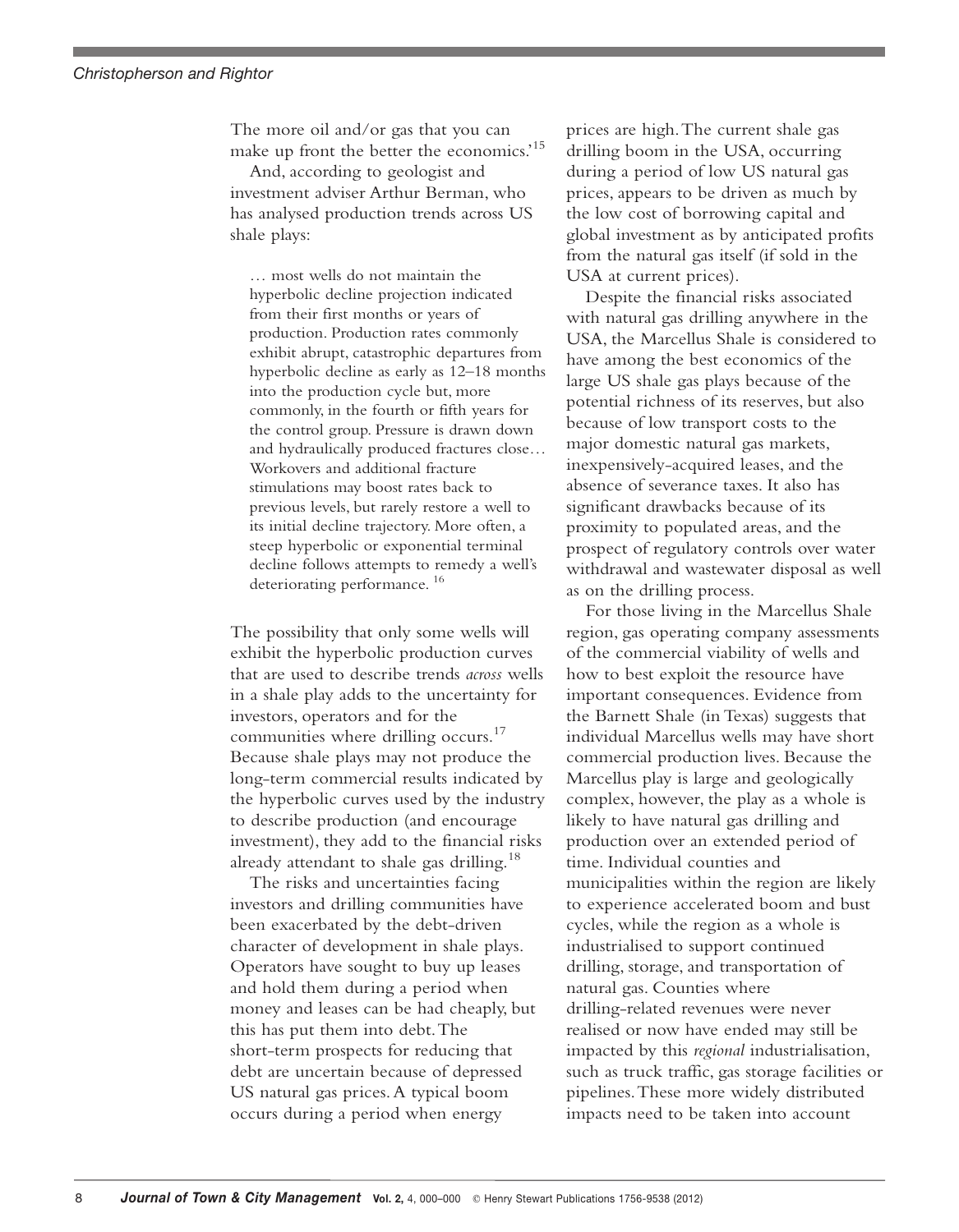The more oil and/or gas that you can make up front the better the economics.'[15]

And, according to geologist and investment adviser Arthur Berman, who has analysed production trends across US shale plays:

> … most wells do not maintain the hyperbolic decline projection indicated from their first months or years of production. Production rates commonly exhibit abrupt, catastrophic departures from hyperbolic decline as early as 12–18 months into the production cycle but, more commonly, in the fourth or fifth years for the control group. Pressure is drawn down and hydraulically produced fractures close… Workovers and additional fracture stimulations may boost rates back to previous levels, but rarely restore a well to its initial decline trajectory. More often, a steep hyperbolic or exponential terminal decline follows attempts to remedy a well's deteriorating performance. [16]

The possibility that only some wells will exhibit the hyperbolic production curves that are used to describe trends *across* wells in a shale play adds to the uncertainty for investors, operators and for the communities where drilling occurs.[17] Because shale plays may not produce the long-term commercial results indicated by the hyperbolic curves used by the industry to describe production (and encourage investment), they add to the financial risks already attendant to shale gas drilling.[18]

The risks and uncertainties facing investors and drilling communities have been exacerbated by the debt-driven character of development in shale plays. Operators have sought to buy up leases and hold them during a period when money and leases can be had cheaply, but this has put them into debt. The short-term prospects for reducing that debt are uncertain because of depressed US natural gas prices. A typical boom occurs during a period when energy prices are high. The current shale gas drilling boom in the USA, occurring during a period of low US natural gas prices, appears to be driven as much by the low cost of borrowing capital and global investment as by anticipated profits from the natural gas itself (if sold in the USA at current prices).

Despite the financial risks associated with natural gas drilling anywhere in the USA, the Marcellus Shale is considered to have among the best economics of the large US shale gas plays because of the potential richness of its reserves, but also because of low transport costs to the major domestic natural gas markets, inexpensively-acquired leases, and the absence of severance taxes. It also has significant drawbacks because of its proximity to populated areas, and the prospect of regulatory controls over water withdrawal and wastewater disposal as well as on the drilling process.

For those living in the Marcellus Shale region, gas operating company assessments of the commercial viability of wells and how to best exploit the resource have important consequences. Evidence from the Barnett Shale (in Texas) suggests that individual Marcellus wells may have short commercial production lives. Because the Marcellus play is large and geologically complex, however, the play as a whole is likely to have natural gas drilling and production over an extended period of time. Individual counties and municipalities within the region are likely to experience accelerated boom and bust cycles, while the region as a whole is industrialised to support continued drilling, storage, and transportation of natural gas. Counties where drilling-related revenues were never realised or now have ended may still be impacted by this *regional* industrialisation, such as truck traffic, gas storage facilities or pipelines. These more widely distributed impacts need to be taken into account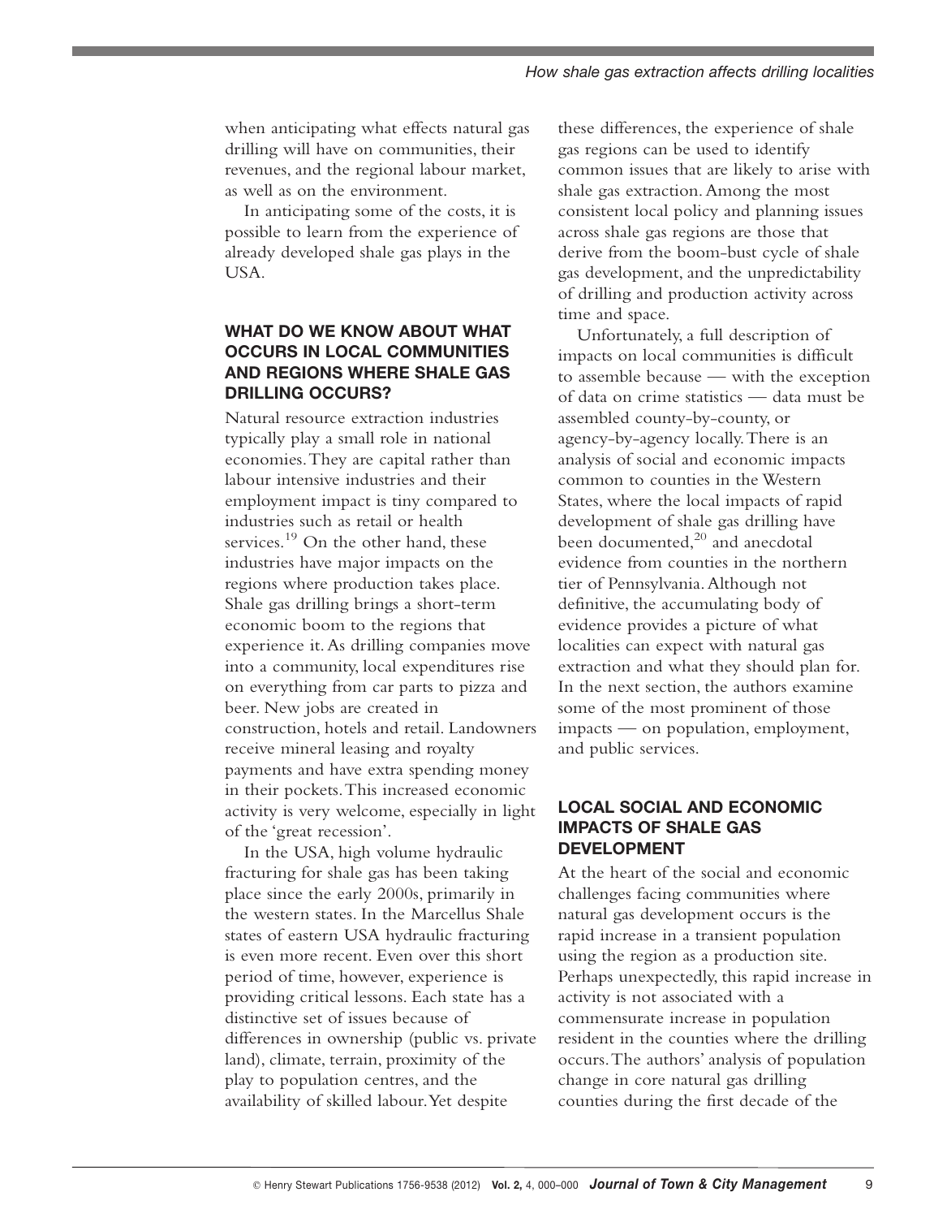when anticipating what effects natural gas drilling will have on communities, their revenues, and the regional labour market, as well as on the environment.

In anticipating some of the costs, it is possible to learn from the experience of already developed shale gas plays in the USA.

## WHAT DO WE KNOW ABOUT WHAT OCCURS IN LOCAL COMMUNITIES AND REGIONS WHERE SHALE GAS DRILLING OCCURS?

Natural resource extraction industries typically play a small role in national economies. They are capital rather than labour intensive industries and their employment impact is tiny compared to industries such as retail or health services.[19] On the other hand, these industries have major impacts on the regions where production takes place. Shale gas drilling brings a short-term economic boom to the regions that experience it. As drilling companies move into a community, local expenditures rise on everything from car parts to pizza and beer. New jobs are created in construction, hotels and retail. Landowners receive mineral leasing and royalty payments and have extra spending money in their pockets. This increased economic activity is very welcome, especially in light of the 'great recession'.

In the USA, high volume hydraulic fracturing for shale gas has been taking place since the early 2000s, primarily in the western states. In the Marcellus Shale states of eastern USA hydraulic fracturing is even more recent. Even over this short period of time, however, experience is providing critical lessons. Each state has a distinctive set of issues because of differences in ownership (public vs. private land), climate, terrain, proximity of the play to population centres, and the availability of skilled labour. Yet despite these differences, the experience of shale gas regions can be used to identify common issues that are likely to arise with shale gas extraction. Among the most consistent local policy and planning issues across shale gas regions are those that derive from the boom-bust cycle of shale gas development, and the unpredictability of drilling and production activity across time and space.

Unfortunately, a full description of impacts on local communities is difficult to assemble because — with the exception of data on crime statistics — data must be assembled county-by-county, or agency-by-agency locally. There is an analysis of social and economic impacts common to counties in the Western States, where the local impacts of rapid development of shale gas drilling have been documented,[20] and anecdotal evidence from counties in the northern tier of Pennsylvania. Although not definitive, the accumulating body of evidence provides a picture of what localities can expect with natural gas extraction and what they should plan for. In the next section, the authors examine some of the most prominent of those impacts — on population, employment, and public services.

## LOCAL SOCIAL AND ECONOMIC IMPACTS OF SHALE GAS DEVELOPMENT

At the heart of the social and economic challenges facing communities where natural gas development occurs is the rapid increase in a transient population using the region as a production site. Perhaps unexpectedly, this rapid increase in activity is not associated with a commensurate increase in population resident in the counties where the drilling occurs. The authors' analysis of population change in core natural gas drilling counties during the first decade of the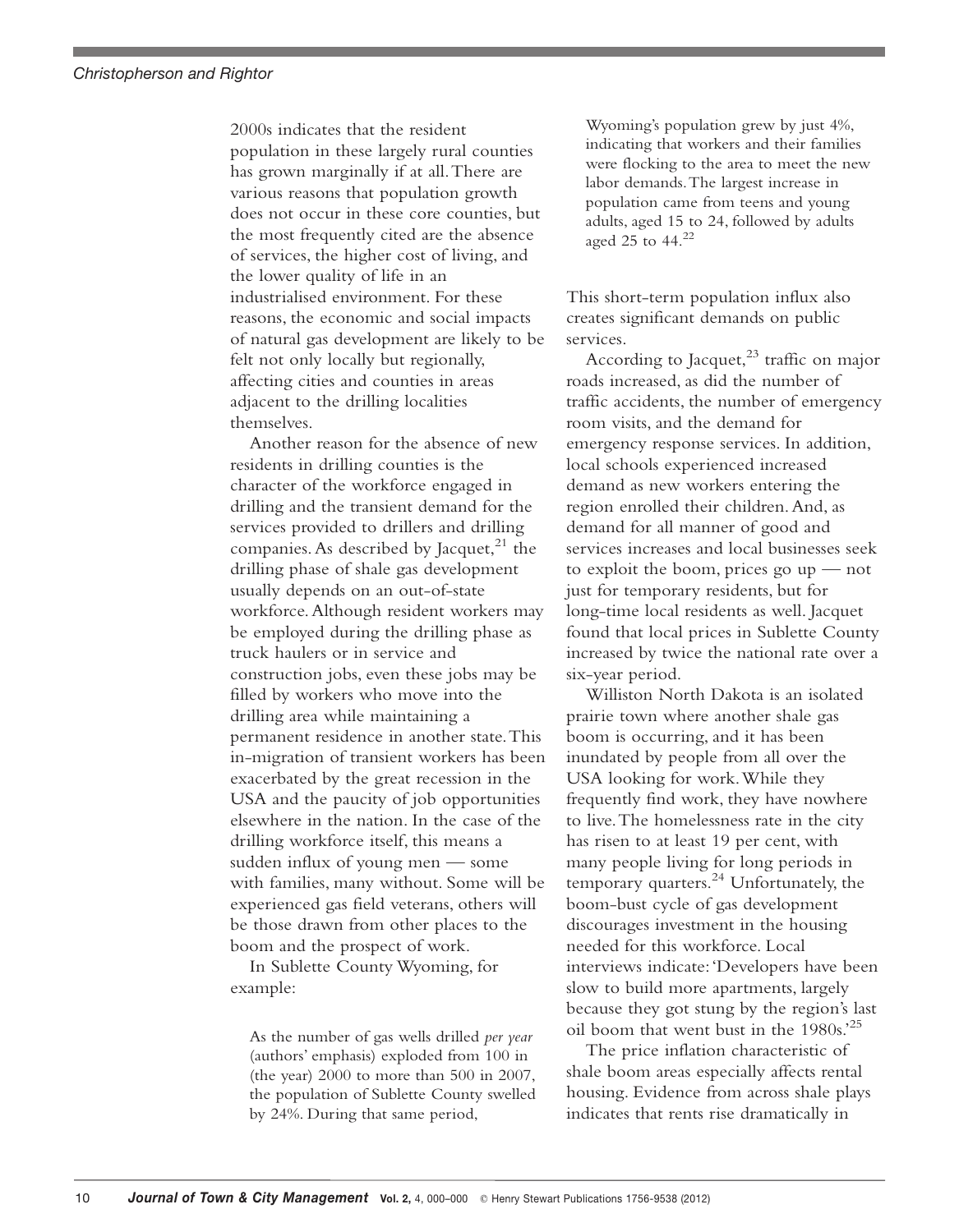2000s indicates that the resident population in these largely rural counties has grown marginally if at all. There are various reasons that population growth does not occur in these core counties, but the most frequently cited are the absence of services, the higher cost of living, and the lower quality of life in an industrialised environment. For these reasons, the economic and social impacts of natural gas development are likely to be felt not only locally but regionally, affecting cities and counties in areas adjacent to the drilling localities themselves.

Another reason for the absence of new residents in drilling counties is the character of the workforce engaged in drilling and the transient demand for the services provided to drillers and drilling companies. As described by Jacquet,[21] the drilling phase of shale gas development usually depends on an out-of-state workforce. Although resident workers may be employed during the drilling phase as truck haulers or in service and construction jobs, even these jobs may be filled by workers who move into the drilling area while maintaining a permanent residence in another state. This in-migration of transient workers has been exacerbated by the great recession in the USA and the paucity of job opportunities elsewhere in the nation. In the case of the drilling workforce itself, this means a sudden influx of young men — some with families, many without. Some will be experienced gas field veterans, others will be those drawn from other places to the boom and the prospect of work.

In Sublette County Wyoming, for example:

> As the number of gas wells drilled *per year* (authors' emphasis) exploded from 100 in (the year) 2000 to more than 500 in 2007, the population of Sublette County swelled by 24%. During that same period, Wyoming's population grew by just 4%, indicating that workers and their families were flocking to the area to meet the new labor demands. The largest increase in population came from teens and young adults, aged 15 to 24, followed by adults aged 25 to 44.[22]

This short-term population influx also creates significant demands on public services.

According to Jacquet,[23] traffic on major roads increased, as did the number of traffic accidents, the number of emergency room visits, and the demand for emergency response services. In addition, local schools experienced increased demand as new workers entering the region enrolled their children. And, as demand for all manner of good and services increases and local businesses seek to exploit the boom, prices go up — not just for temporary residents, but for long-time local residents as well. Jacquet found that local prices in Sublette County increased by twice the national rate over a six-year period.

Williston North Dakota is an isolated prairie town where another shale gas boom is occurring, and it has been inundated by people from all over the USA looking for work. While they frequently find work, they have nowhere to live. The homelessness rate in the city has risen to at least 19 per cent, with many people living for long periods in temporary quarters.[24] Unfortunately, the boom-bust cycle of gas development discourages investment in the housing needed for this workforce. Local interviews indicate: 'Developers have been slow to build more apartments, largely because they got stung by the region's last oil boom that went bust in the 1980s.'[25]

The price inflation characteristic of shale boom areas especially affects rental housing. Evidence from across shale plays indicates that rents rise dramatically in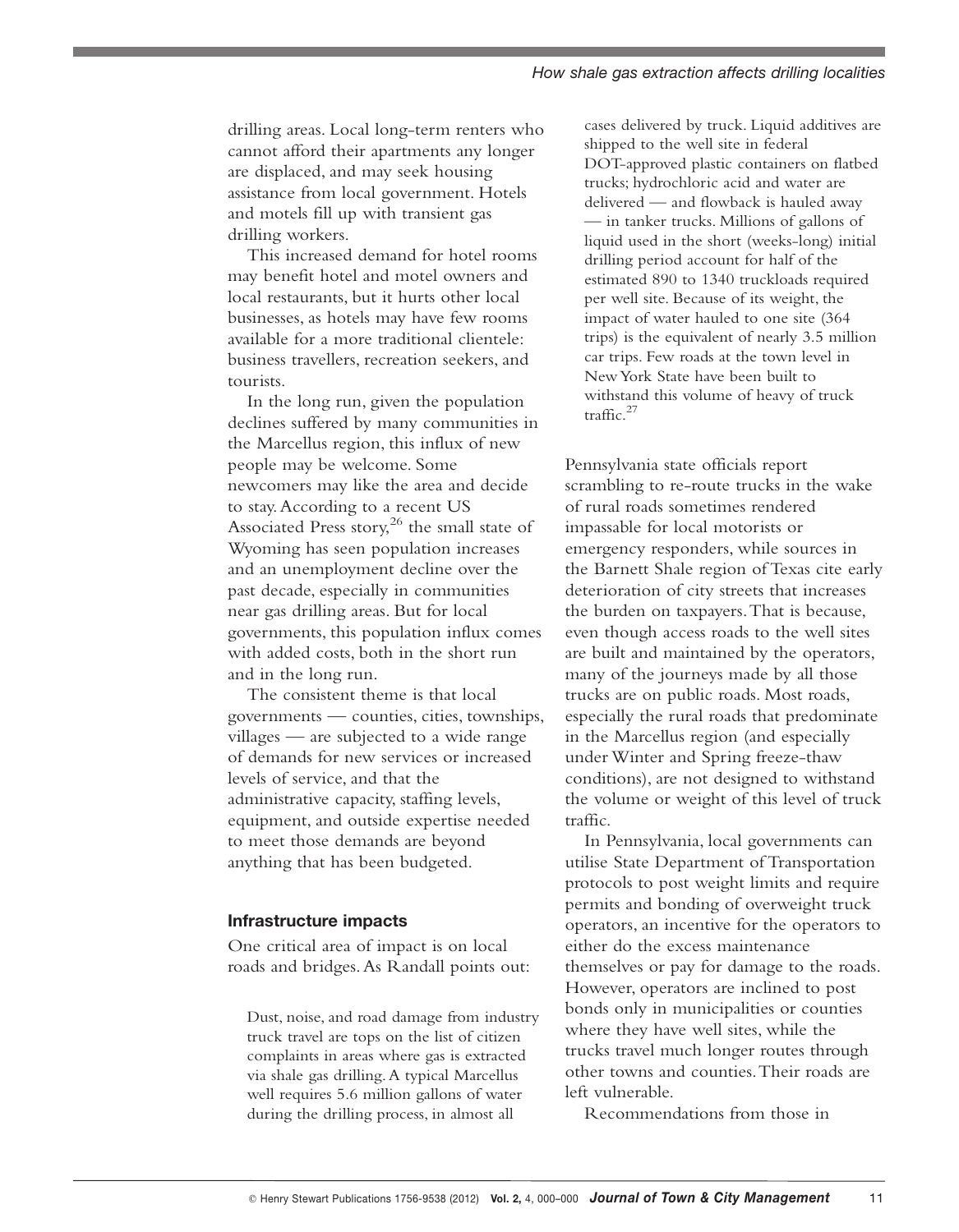drilling areas. Local long-term renters who cannot afford their apartments any longer are displaced, and may seek housing assistance from local government. Hotels and motels fill up with transient gas drilling workers.

This increased demand for hotel rooms may benefit hotel and motel owners and local restaurants, but it hurts other local businesses, as hotels may have few rooms available for a more traditional clientele: business travellers, recreation seekers, and tourists.

In the long run, given the population declines suffered by many communities in the Marcellus region, this influx of new people may be welcome. Some newcomers may like the area and decide to stay. According to a recent US Associated Press story,[26] the small state of Wyoming has seen population increases and an unemployment decline over the past decade, especially in communities near gas drilling areas. But for local governments, this population influx comes with added costs, both in the short run and in the long run.

The consistent theme is that local governments — counties, cities, townships, villages — are subjected to a wide range of demands for new services or increased levels of service, and that the administrative capacity, staffing levels, equipment, and outside expertise needed to meet those demands are beyond anything that has been budgeted.

#### Infrastructure impacts

One critical area of impact is on local roads and bridges. As Randall points out:

> Dust, noise, and road damage from industry truck travel are tops on the list of citizen complaints in areas where gas is extracted via shale gas drilling. A typical Marcellus well requires 5.6 million gallons of water during the drilling process, in almost all cases delivered by truck. Liquid additives are shipped to the well site in federal DOT-approved plastic containers on flatbed trucks; hydrochloric acid and water are delivered — and flowback is hauled away — in tanker trucks. Millions of gallons of liquid used in the short (weeks-long) initial drilling period account for half of the estimated 890 to 1340 truckloads required per well site. Because of its weight, the impact of water hauled to one site (364 trips) is the equivalent of nearly 3.5 million car trips. Few roads at the town level in New York State have been built to withstand this volume of heavy of truck traffic.[27]

Pennsylvania state officials report scrambling to re-route trucks in the wake of rural roads sometimes rendered impassable for local motorists or emergency responders, while sources in the Barnett Shale region of Texas cite early deterioration of city streets that increases the burden on taxpayers. That is because, even though access roads to the well sites are built and maintained by the operators, many of the journeys made by all those trucks are on public roads. Most roads, especially the rural roads that predominate in the Marcellus region (and especially under Winter and Spring freeze-thaw conditions), are not designed to withstand the volume or weight of this level of truck traffic.

In Pennsylvania, local governments can utilise State Department of Transportation protocols to post weight limits and require permits and bonding of overweight truck operators, an incentive for the operators to either do the excess maintenance themselves or pay for damage to the roads. However, operators are inclined to post bonds only in municipalities or counties where they have well sites, while the trucks travel much longer routes through other towns and counties. Their roads are left vulnerable.

Recommendations from those in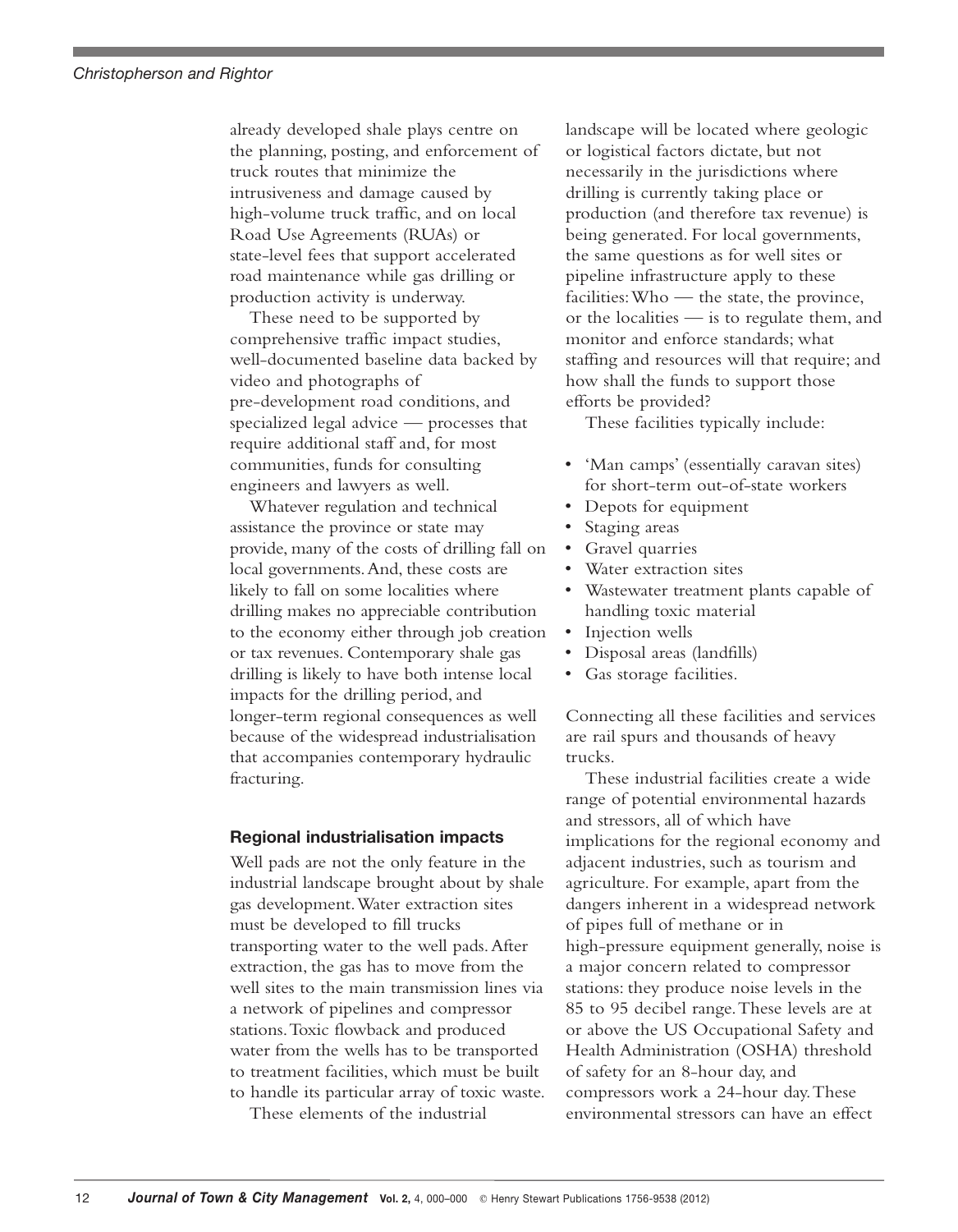already developed shale plays centre on the planning, posting, and enforcement of truck routes that minimize the intrusiveness and damage caused by high-volume truck traffic, and on local Road Use Agreements (RUAs) or state-level fees that support accelerated road maintenance while gas drilling or production activity is underway.

These need to be supported by comprehensive traffic impact studies, well-documented baseline data backed by video and photographs of pre-development road conditions, and specialized legal advice — processes that require additional staff and, for most communities, funds for consulting engineers and lawyers as well.

Whatever regulation and technical assistance the province or state may provide, many of the costs of drilling fall on local governments. And, these costs are likely to fall on some localities where drilling makes no appreciable contribution to the economy either through job creation or tax revenues. Contemporary shale gas drilling is likely to have both intense local impacts for the drilling period, and longer-term regional consequences as well because of the widespread industrialisation that accompanies contemporary hydraulic fracturing.

### Regional industrialisation impacts

Well pads are not the only feature in the industrial landscape brought about by shale gas development. Water extraction sites must be developed to fill trucks transporting water to the well pads. After extraction, the gas has to move from the well sites to the main transmission lines via a network of pipelines and compressor stations. Toxic flowback and produced water from the wells has to be transported to treatment facilities, which must be built to handle its particular array of toxic waste.

These elements of the industrial landscape will be located where geologic or logistical factors dictate, but not necessarily in the jurisdictions where drilling is currently taking place or production (and therefore tax revenue) is being generated. For local governments, the same questions as for well sites or pipeline infrastructure apply to these facilities: Who — the state, the province, or the localities — is to regulate them, and monitor and enforce standards; what staffing and resources will that require; and how shall the funds to support those efforts be provided?

These facilities typically include:

- 'Man camps' (essentially caravan sites) for short-term out-of-state workers
- Depots for equipment
- Staging areas
- Gravel quarries
- Water extraction sites
- Wastewater treatment plants capable of handling toxic material
- Injection wells
- Disposal areas (landfills)
- Gas storage facilities.

Connecting all these facilities and services are rail spurs and thousands of heavy trucks.

These industrial facilities create a wide range of potential environmental hazards and stressors, all of which have implications for the regional economy and adjacent industries, such as tourism and agriculture. For example, apart from the dangers inherent in a widespread network of pipes full of methane or in high-pressure equipment generally, noise is a major concern related to compressor stations: they produce noise levels in the 85 to 95 decibel range. These levels are at or above the US Occupational Safety and Health Administration (OSHA) threshold of safety for an 8-hour day, and compressors work a 24-hour day. These environmental stressors can have an effect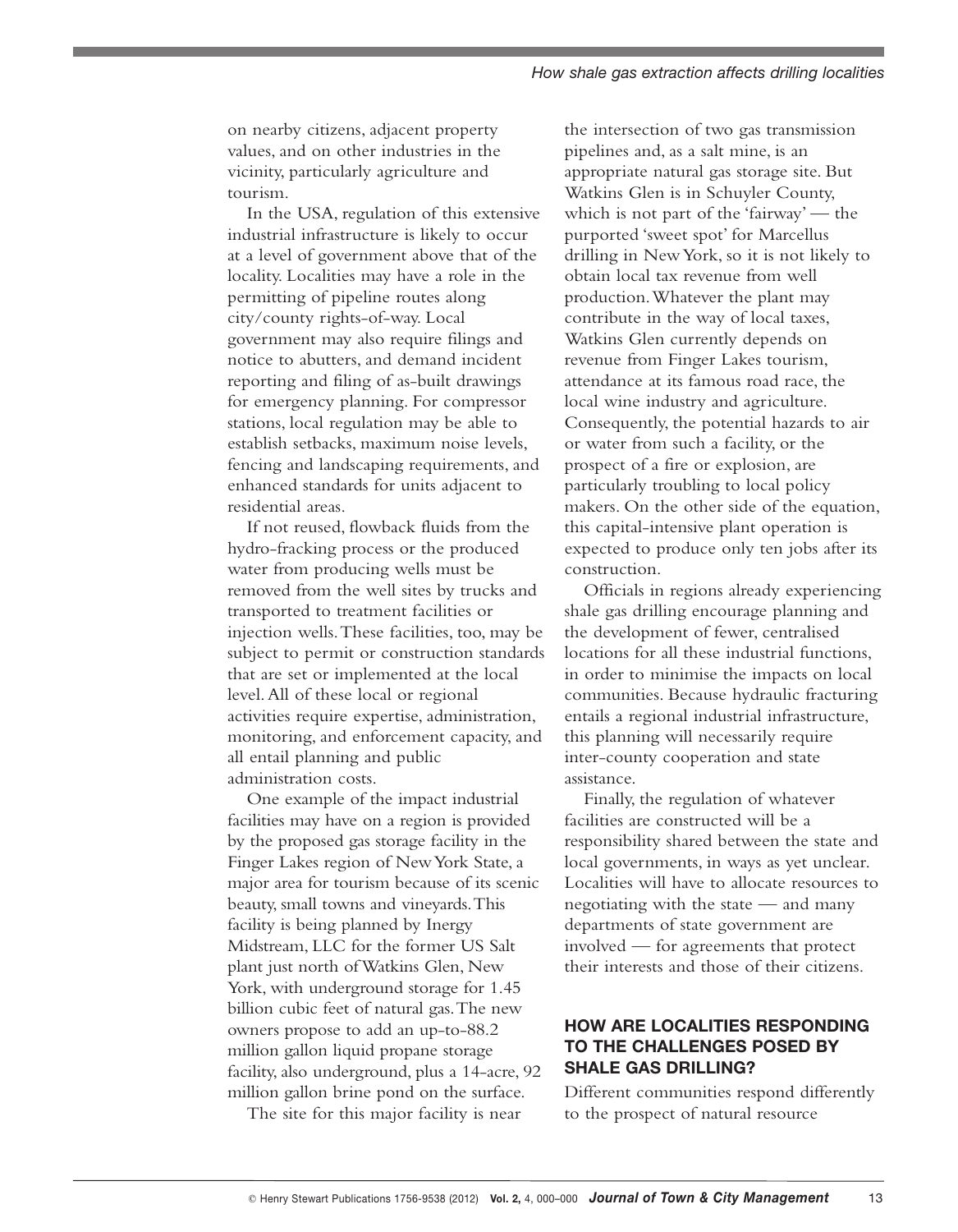on nearby citizens, adjacent property values, and on other industries in the vicinity, particularly agriculture and tourism.

In the USA, regulation of this extensive industrial infrastructure is likely to occur at a level of government above that of the locality. Localities may have a role in the permitting of pipeline routes along city/county rights-of-way. Local government may also require filings and notice to abutters, and demand incident reporting and filing of as-built drawings for emergency planning. For compressor stations, local regulation may be able to establish setbacks, maximum noise levels, fencing and landscaping requirements, and enhanced standards for units adjacent to residential areas.

If not reused, flowback fluids from the hydro-fracking process or the produced water from producing wells must be removed from the well sites by trucks and transported to treatment facilities or injection wells. These facilities, too, may be subject to permit or construction standards that are set or implemented at the local level. All of these local or regional activities require expertise, administration, monitoring, and enforcement capacity, and all entail planning and public administration costs.

One example of the impact industrial facilities may have on a region is provided by the proposed gas storage facility in the Finger Lakes region of New York State, a major area for tourism because of its scenic beauty, small towns and vineyards. This facility is being planned by Inergy Midstream, LLC for the former US Salt plant just north of Watkins Glen, New York, with underground storage for 1.45 billion cubic feet of natural gas. The new owners propose to add an up-to-88.2 million gallon liquid propane storage facility, also underground, plus a 14-acre, 92 million gallon brine pond on the surface.

The site for this major facility is near the intersection of two gas transmission pipelines and, as a salt mine, is an appropriate natural gas storage site. But Watkins Glen is in Schuyler County, which is not part of the 'fairway' — the purported 'sweet spot' for Marcellus drilling in New York, so it is not likely to obtain local tax revenue from well production. Whatever the plant may contribute in the way of local taxes, Watkins Glen currently depends on revenue from Finger Lakes tourism, attendance at its famous road race, the local wine industry and agriculture. Consequently, the potential hazards to air or water from such a facility, or the prospect of a fire or explosion, are particularly troubling to local policy makers. On the other side of the equation, this capital-intensive plant operation is expected to produce only ten jobs after its construction.

Officials in regions already experiencing shale gas drilling encourage planning and the development of fewer, centralised locations for all these industrial functions, in order to minimise the impacts on local communities. Because hydraulic fracturing entails a regional industrial infrastructure, this planning will necessarily require inter-county cooperation and state assistance.

Finally, the regulation of whatever facilities are constructed will be a responsibility shared between the state and local governments, in ways as yet unclear. Localities will have to allocate resources to negotiating with the state — and many departments of state government are involved — for agreements that protect their interests and those of their citizens.

## HOW ARE LOCALITIES RESPONDING TO THE CHALLENGES POSED BY SHALE GAS DRILLING?

Different communities respond differently to the prospect of natural resource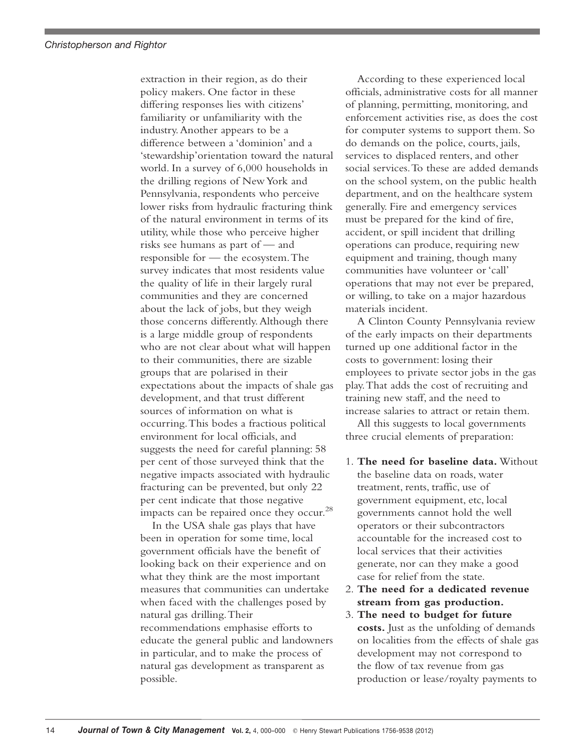extraction in their region, as do their policy makers. One factor in these differing responses lies with citizens' familiarity or unfamiliarity with the industry. Another appears to be a difference between a 'dominion' and a 'stewardship' orientation toward the natural world. In a survey of 6,000 households in the drilling regions of New York and Pennsylvania, respondents who perceive lower risks from hydraulic fracturing think of the natural environment in terms of its utility, while those who perceive higher risks see humans as part of — and responsible for — the ecosystem. The survey indicates that most residents value the quality of life in their largely rural communities and they are concerned about the lack of jobs, but they weigh those concerns differently. Although there is a large middle group of respondents who are not clear about what will happen to their communities, there are sizable groups that are polarised in their expectations about the impacts of shale gas development, and that trust different sources of information on what is occurring. This bodes a fractious political environment for local officials, and suggests the need for careful planning: 58 per cent of those surveyed think that the negative impacts associated with hydraulic fracturing can be prevented, but only 22 per cent indicate that those negative impacts can be repaired once they occur.[28]

In the USA shale gas plays that have been in operation for some time, local government officials have the benefit of looking back on their experience and on what they think are the most important measures that communities can undertake when faced with the challenges posed by natural gas drilling. Their recommendations emphasise efforts to educate the general public and landowners in particular, and to make the process of natural gas development as transparent as possible.

According to these experienced local officials, administrative costs for all manner of planning, permitting, monitoring, and enforcement activities rise, as does the cost for computer systems to support them. So do demands on the police, courts, jails, services to displaced renters, and other social services. To these are added demands on the school system, on the public health department, and on the healthcare system generally. Fire and emergency services must be prepared for the kind of fire, accident, or spill incident that drilling operations can produce, requiring new equipment and training, though many communities have volunteer or 'call' operations that may not ever be prepared, or willing, to take on a major hazardous materials incident.

A Clinton County Pennsylvania review of the early impacts on their departments turned up one additional factor in the costs to government: losing their employees to private sector jobs in the gas play. That adds the cost of recruiting and training new staff, and the need to increase salaries to attract or retain them.

All this suggests to local governments three crucial elements of preparation:

1. **The need for baseline data.** Without the baseline data on roads, water treatment, rents, traffic, use of government equipment, etc, local governments cannot hold the well operators or their subcontractors accountable for the increased cost to local services that their activities generate, nor can they make a good case for relief from the state.
2. **The need for a dedicated revenue stream from gas production.**
3. **The need to budget for future costs.** Just as the unfolding of demands on localities from the effects of shale gas development may not correspond to the flow of tax revenue from gas production or lease/royalty payments to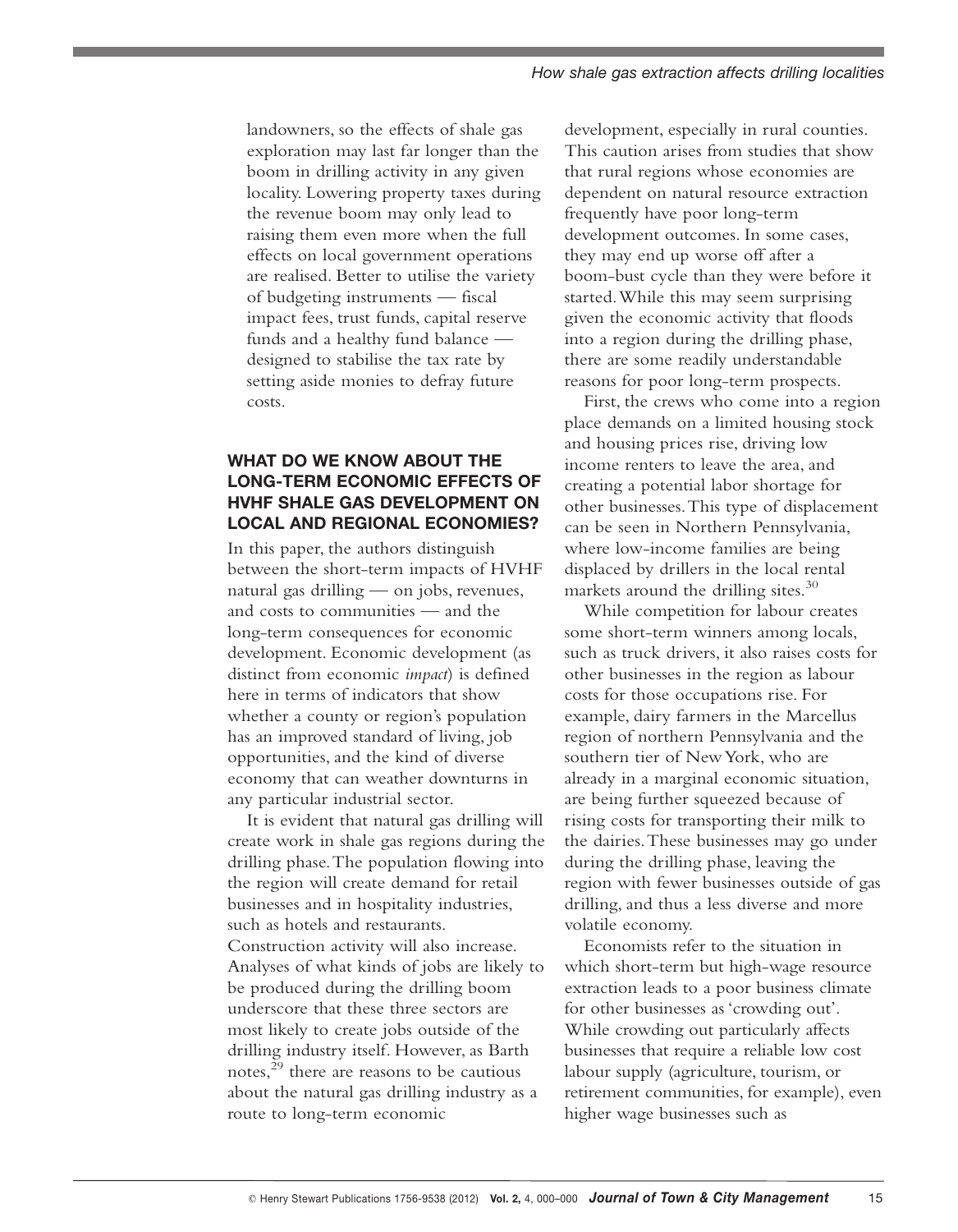landowners, so the effects of shale gas exploration may last far longer than the boom in drilling activity in any given locality. Lowering property taxes during the revenue boom may only lead to raising them even more when the full effects on local government operations are realised. Better to utilise the variety of budgeting instruments — fiscal impact fees, trust funds, capital reserve funds and a healthy fund balance — designed to stabilise the tax rate by setting aside monies to defray future costs.

## WHAT DO WE KNOW ABOUT THE LONG-TERM ECONOMIC EFFECTS OF HVHF SHALE GAS DEVELOPMENT ON LOCAL AND REGIONAL ECONOMIES?

In this paper, the authors distinguish between the short-term impacts of HVHF natural gas drilling — on jobs, revenues, and costs to communities — and the long-term consequences for economic development. Economic development (as distinct from economic *impact*) is defined here in terms of indicators that show whether a county or region's population has an improved standard of living, job opportunities, and the kind of diverse economy that can weather downturns in any particular industrial sector.

It is evident that natural gas drilling will create work in shale gas regions during the drilling phase. The population flowing into the region will create demand for retail businesses and in hospitality industries, such as hotels and restaurants. Construction activity will also increase. Analyses of what kinds of jobs are likely to be produced during the drilling boom underscore that these three sectors are most likely to create jobs outside of the drilling industry itself. However, as Barth notes,[29] there are reasons to be cautious about the natural gas drilling industry as a route to long-term economic development, especially in rural counties. This caution arises from studies that show that rural regions whose economies are dependent on natural resource extraction frequently have poor long-term development outcomes. In some cases, they may end up worse off after a boom-bust cycle than they were before it started. While this may seem surprising given the economic activity that floods into a region during the drilling phase, there are some readily understandable reasons for poor long-term prospects.

First, the crews who come into a region place demands on a limited housing stock and housing prices rise, driving low income renters to leave the area, and creating a potential labor shortage for other businesses. This type of displacement can be seen in Northern Pennsylvania, where low-income families are being displaced by drillers in the local rental markets around the drilling sites.[30]

While competition for labour creates some short-term winners among locals, such as truck drivers, it also raises costs for other businesses in the region as labour costs for those occupations rise. For example, dairy farmers in the Marcellus region of northern Pennsylvania and the southern tier of New York, who are already in a marginal economic situation, are being further squeezed because of rising costs for transporting their milk to the dairies. These businesses may go under during the drilling phase, leaving the region with fewer businesses outside of gas drilling, and thus a less diverse and more volatile economy.

Economists refer to the situation in which short-term but high-wage resource extraction leads to a poor business climate for other businesses as 'crowding out'. While crowding out particularly affects businesses that require a reliable low cost labour supply (agriculture, tourism, or retirement communities, for example), even higher wage businesses such as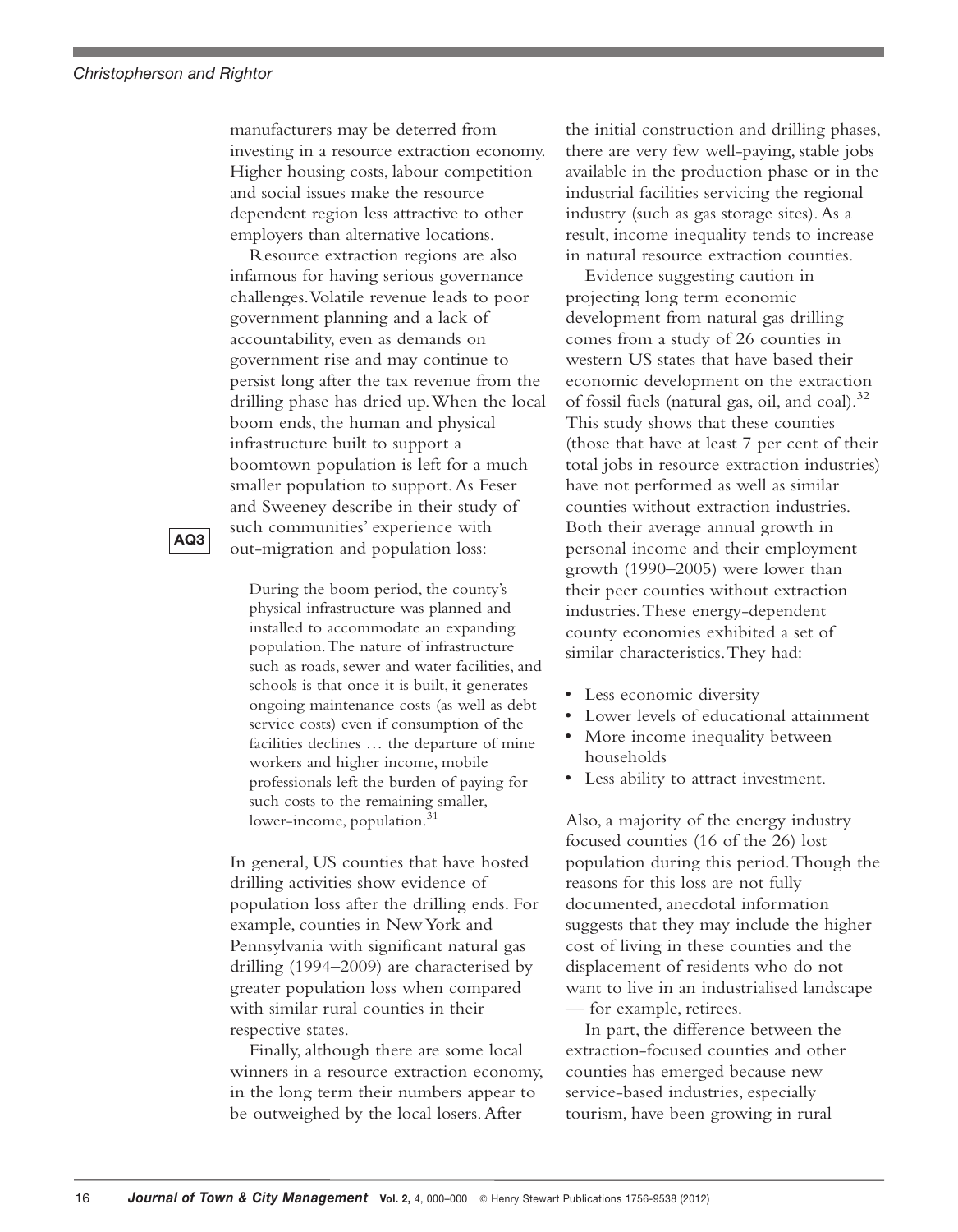manufacturers may be deterred from investing in a resource extraction economy. Higher housing costs, labour competition and social issues make the resource dependent region less attractive to other employers than alternative locations.

Resource extraction regions are also infamous for having serious governance challenges. Volatile revenue leads to poor government planning and a lack of accountability, even as demands on government rise and may continue to persist long after the tax revenue from the drilling phase has dried up. When the local boom ends, the human and physical infrastructure built to support a boomtown population is left for a much smaller population to support. As Feser and Sweeney describe in their study of such communities' experience with out-migration and population loss:

> During the boom period, the county's physical infrastructure was planned and installed to accommodate an expanding population. The nature of infrastructure such as roads, sewer and water facilities, and schools is that once it is built, it generates ongoing maintenance costs (as well as debt service costs) even if consumption of the facilities declines … the departure of mine workers and higher income, mobile professionals left the burden of paying for such costs to the remaining smaller, lower-income, population.[31]

In general, US counties that have hosted drilling activities show evidence of population loss after the drilling ends. For example, counties in New York and Pennsylvania with significant natural gas drilling (1994–2009) are characterised by greater population loss when compared with similar rural counties in their respective states.

Finally, although there are some local winners in a resource extraction economy, in the long term their numbers appear to be outweighed by the local losers. After the initial construction and drilling phases, there are very few well-paying, stable jobs available in the production phase or in the industrial facilities servicing the regional industry (such as gas storage sites). As a result, income inequality tends to increase in natural resource extraction counties.

Evidence suggesting caution in projecting long term economic development from natural gas drilling comes from a study of 26 counties in western US states that have based their economic development on the extraction of fossil fuels (natural gas, oil, and coal).[32] This study shows that these counties (those that have at least 7 per cent of their total jobs in resource extraction industries) have not performed as well as similar counties without extraction industries. Both their average annual growth in personal income and their employment growth (1990–2005) were lower than their peer counties without extraction industries. These energy-dependent county economies exhibited a set of similar characteristics. They had:

- Less economic diversity
- Lower levels of educational attainment
- More income inequality between households
- Less ability to attract investment.

Also, a majority of the energy industry focused counties (16 of the 26) lost population during this period. Though the reasons for this loss are not fully documented, anecdotal information suggests that they may include the higher cost of living in these counties and the displacement of residents who do not want to live in an industrialised landscape — for example, retirees.

In part, the difference between the extraction-focused counties and other counties has emerged because new service-based industries, especially tourism, have been growing in rural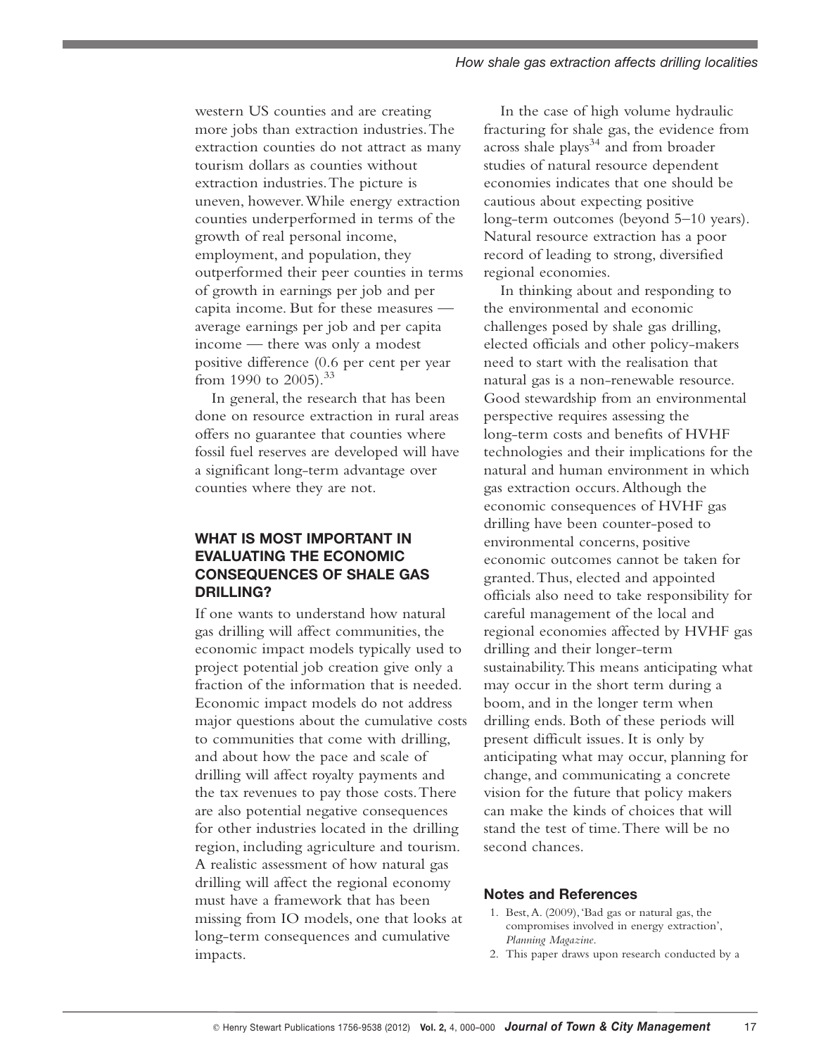western US counties and are creating more jobs than extraction industries. The extraction counties do not attract as many tourism dollars as counties without extraction industries. The picture is uneven, however. While energy extraction counties underperformed in terms of the growth of real personal income, employment, and population, they outperformed their peer counties in terms of growth in earnings per job and per capita income. But for these measures — average earnings per job and per capita income — there was only a modest positive difference (0.6 per cent per year from 1990 to 2005).[33]

In general, the research that has been done on resource extraction in rural areas offers no guarantee that counties where fossil fuel reserves are developed will have a significant long-term advantage over counties where they are not.

## WHAT IS MOST IMPORTANT IN EVALUATING THE ECONOMIC CONSEQUENCES OF SHALE GAS DRILLING?

If one wants to understand how natural gas drilling will affect communities, the economic impact models typically used to project potential job creation give only a fraction of the information that is needed. Economic impact models do not address major questions about the cumulative costs to communities that come with drilling, and about how the pace and scale of drilling will affect royalty payments and the tax revenues to pay those costs. There are also potential negative consequences for other industries located in the drilling region, including agriculture and tourism. A realistic assessment of how natural gas drilling will affect the regional economy must have a framework that has been missing from IO models, one that looks at long-term consequences and cumulative impacts.

In the case of high volume hydraulic fracturing for shale gas, the evidence from across shale plays[34] and from broader studies of natural resource dependent economies indicates that one should be cautious about expecting positive long-term outcomes (beyond 5–10 years). Natural resource extraction has a poor record of leading to strong, diversified regional economies.

In thinking about and responding to the environmental and economic challenges posed by shale gas drilling, elected officials and other policy-makers need to start with the realisation that natural gas is a non-renewable resource. Good stewardship from an environmental perspective requires assessing the long-term costs and benefits of HVHF technologies and their implications for the natural and human environment in which gas extraction occurs. Although the economic consequences of HVHF gas drilling have been counter-posed to environmental concerns, positive economic outcomes cannot be taken for granted. Thus, elected and appointed officials also need to take responsibility for careful management of the local and regional economies affected by HVHF gas drilling and their longer-term sustainability. This means anticipating what may occur in the short term during a boom, and in the longer term when drilling ends. Both of these periods will present difficult issues. It is only by anticipating what may occur, planning for change, and communicating a concrete vision for the future that policy makers can make the kinds of choices that will stand the test of time. There will be no second chances.

### Notes and References

1. Best, A. (2009), 'Bad gas or natural gas, the compromises involved in energy extraction', *Planning Magazine*.
2. This paper draws upon research conducted by a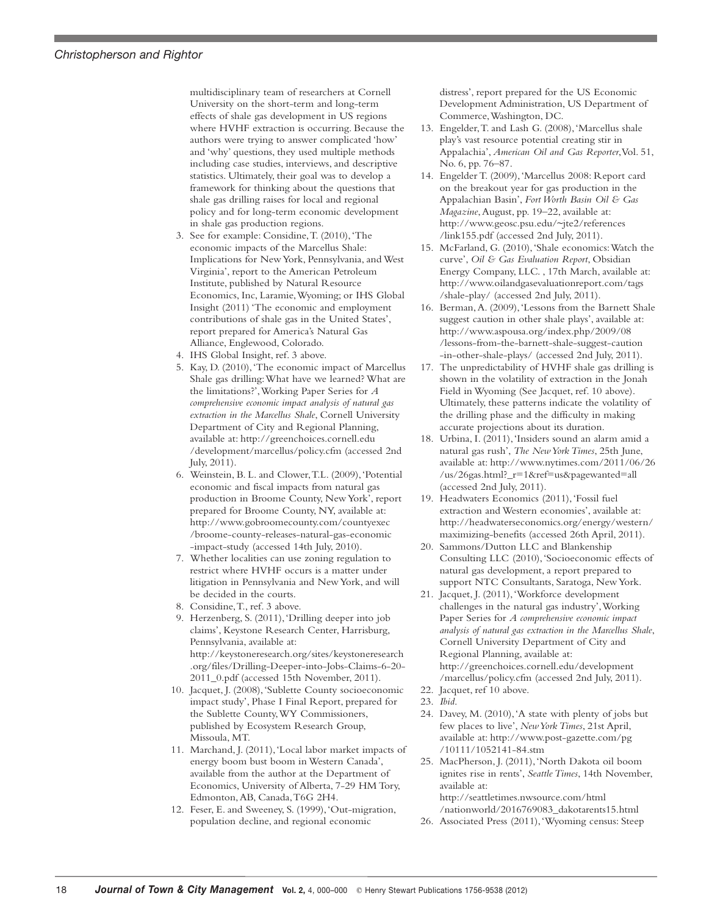multidisciplinary team of researchers at Cornell University on the short-term and long-term effects of shale gas development in US regions where HVHF extraction is occurring. Because the authors were trying to answer complicated 'how' and 'why' questions, they used multiple methods including case studies, interviews, and descriptive statistics. Ultimately, their goal was to develop a framework for thinking about the questions that shale gas drilling raises for local and regional policy and for long-term economic development in shale gas production regions.

3. See for example: Considine, T. (2010), 'The economic impacts of the Marcellus Shale: Implications for New York, Pennsylvania, and West Virginia', report to the American Petroleum Institute, published by Natural Resource Economics, Inc, Laramie, Wyoming; or IHS Global Insight (2011) 'The economic and employment contributions of shale gas in the United States', report prepared for America's Natural Gas Alliance, Englewood, Colorado.
4. IHS Global Insight, ref. 3 above.
5. Kay, D. (2010), 'The economic impact of Marcellus Shale gas drilling: What have we learned? What are the limitations?', Working Paper Series for *A comprehensive economic impact analysis of natural gas extraction in the Marcellus Shale*, Cornell University Department of City and Regional Planning, available at: http://greenchoices.cornell.edu/development/marcellus/policy.cfm (accessed 2nd July, 2011).
6. Weinstein, B. L. and Clower, T.L. (2009), 'Potential economic and fiscal impacts from natural gas production in Broome County, New York', report prepared for Broome County, NY, available at: http://www.gobroomecounty.com/countyexec/broome-county-releases-natural-gas-economic-impact-study (accessed 14th July, 2010).
7. Whether localities can use zoning regulation to restrict where HVHF occurs is a matter under litigation in Pennsylvania and New York, and will be decided in the courts.
8. Considine, T., ref. 3 above.
9. Herzenberg, S. (2011), 'Drilling deeper into job claims', Keystone Research Center, Harrisburg, Pennsylvania, available at: http://keystoneresearch.org/sites/keystoneresearch.org/files/Drilling-Deeper-into-Jobs-Claims-6-20-2011_0.pdf (accessed 15th November, 2011).
10. Jacquet, J. (2008), 'Sublette County socioeconomic impact study', Phase I Final Report, prepared for the Sublette County, WY Commissioners, published by Ecosystem Research Group, Missoula, MT.
11. Marchand, J. (2011), 'Local labor market impacts of energy boom bust boom in Western Canada', available from the author at the Department of Economics, University of Alberta, 7-29 HM Tory, Edmonton, AB, Canada, T6G 2H4.
12. Feser, E. and Sweeney, S. (1999), 'Out-migration, population decline, and regional economic distress', report prepared for the US Economic Development Administration, US Department of Commerce, Washington, DC.
13. Engelder, T. and Lash G. (2008), 'Marcellus shale play's vast resource potential creating stir in Appalachia', *American Oil and Gas Reporter*, Vol. 51, No. 6, pp. 76–87.
14. Engelder T. (2009), 'Marcellus 2008: Report card on the breakout year for gas production in the Appalachian Basin', *Fort Worth Basin Oil & Gas Magazine*, August, pp. 19–22, available at: http://www.geosc.psu.edu/~jte2/references/link155.pdf (accessed 2nd July, 2011).
15. McFarland, G. (2010), 'Shale economics: Watch the curve', *Oil & Gas Evaluation Report*, Obsidian Energy Company, LLC. , 17th March, available at: http://www.oilandgasevaluationreport.com/tags/shale-play/ (accessed 2nd July, 2011).
16. Berman, A. (2009), 'Lessons from the Barnett Shale suggest caution in other shale plays', available at: http://www.aspousa.org/index.php/2009/08/lessons-from-the-barnett-shale-suggest-caution-in-other-shale-plays/ (accessed 2nd July, 2011).
17. The unpredictability of HVHF shale gas drilling is shown in the volatility of extraction in the Jonah Field in Wyoming (See Jacquet, ref. 10 above). Ultimately, these patterns indicate the volatility of the drilling phase and the difficulty in making accurate projections about its duration.
18. Urbina, I. (2011), 'Insiders sound an alarm amid a natural gas rush', *The New York Times*, 25th June, available at: http://www.nytimes.com/2011/06/26/us/26gas.html?_r=1&ref=us&pagewanted=all (accessed 2nd July, 2011).
19. Headwaters Economics (2011), 'Fossil fuel extraction and Western economies', available at: http://headwaterseconomics.org/energy/western/maximizing-benefits (accessed 26th April, 2011).
20. Sammons/Dutton LLC and Blankenship Consulting LLC (2010), 'Socioeconomic effects of natural gas development, a report prepared to support NTC Consultants, Saratoga, New York.
21. Jacquet, J. (2011), 'Workforce development challenges in the natural gas industry', Working Paper Series for *A comprehensive economic impact analysis of natural gas extraction in the Marcellus Shale*, Cornell University Department of City and Regional Planning, available at: http://greenchoices.cornell.edu/development/marcellus/policy.cfm (accessed 2nd July, 2011).
22. Jacquet, ref 10 above.
23. *Ibid.*
24. Davey, M. (2010), 'A state with plenty of jobs but few places to live', *New York Times*, 21st April, available at: http://www.post-gazette.com/pg/10111/1052141-84.stm
25. MacPherson, J. (2011), 'North Dakota oil boom ignites rise in rents', *Seattle Times*, 14th November, available at: http://seattletimes.nwsource.com/html/nationworld/2016769083_dakotarents15.html
26. Associated Press (2011), 'Wyoming census: Steep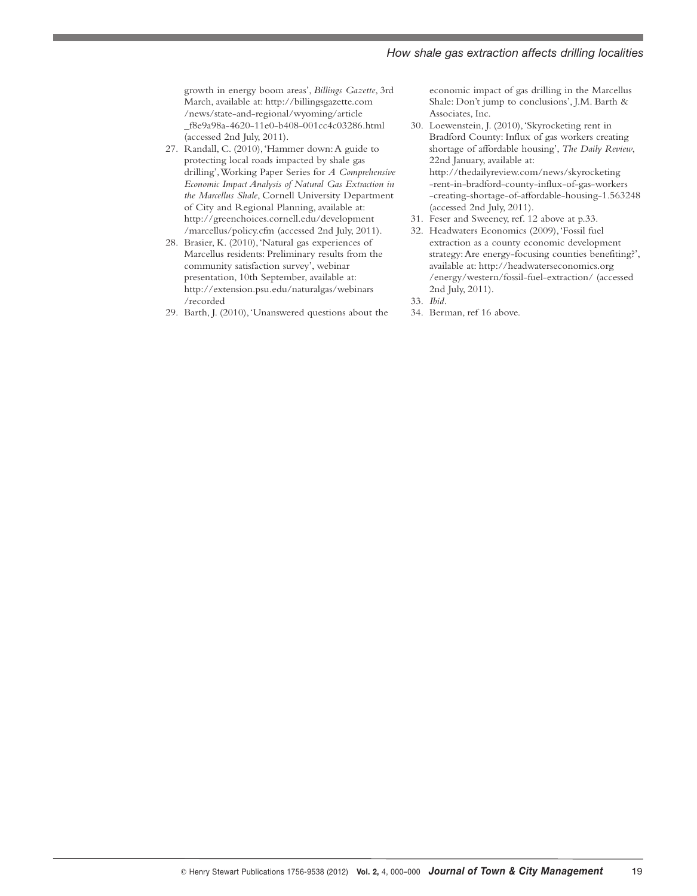growth in energy boom areas', *Billings Gazette*, 3rd March, available at: http://billingsgazette.com/news/state-and-regional/wyoming/article_f8e9a98a-4620-11e0-b408-001cc4c03286.html (accessed 2nd July, 2011).

27. Randall, C. (2010), 'Hammer down: A guide to protecting local roads impacted by shale gas drilling', Working Paper Series for *A Comprehensive Economic Impact Analysis of Natural Gas Extraction in the Marcellus Shale*, Cornell University Department of City and Regional Planning, available at: http://greenchoices.cornell.edu/development/marcellus/policy.cfm (accessed 2nd July, 2011).
28. Brasier, K. (2010), 'Natural gas experiences of Marcellus residents: Preliminary results from the community satisfaction survey', webinar presentation, 10th September, available at: http://extension.psu.edu/naturalgas/webinars/recorded
29. Barth, J. (2010), 'Unanswered questions about the economic impact of gas drilling in the Marcellus Shale: Don't jump to conclusions', J.M. Barth & Associates, Inc.
30. Loewenstein, J. (2010), 'Skyrocketing rent in Bradford County: Influx of gas workers creating shortage of affordable housing', *The Daily Review*, 22nd January, available at: http://thedailyreview.com/news/skyrocketing-rent-in-bradford-county-influx-of-gas-workers-creating-shortage-of-affordable-housing-1.563248 (accessed 2nd July, 2011).
31. Feser and Sweeney, ref. 12 above at p.33.
32. Headwaters Economics (2009), 'Fossil fuel extraction as a county economic development strategy: Are energy-focusing counties benefiting?', available at: http://headwaterseconomics.org/energy/western/fossil-fuel-extraction/ (accessed 2nd July, 2011).
33. *Ibid*.
34. Berman, ref 16 above.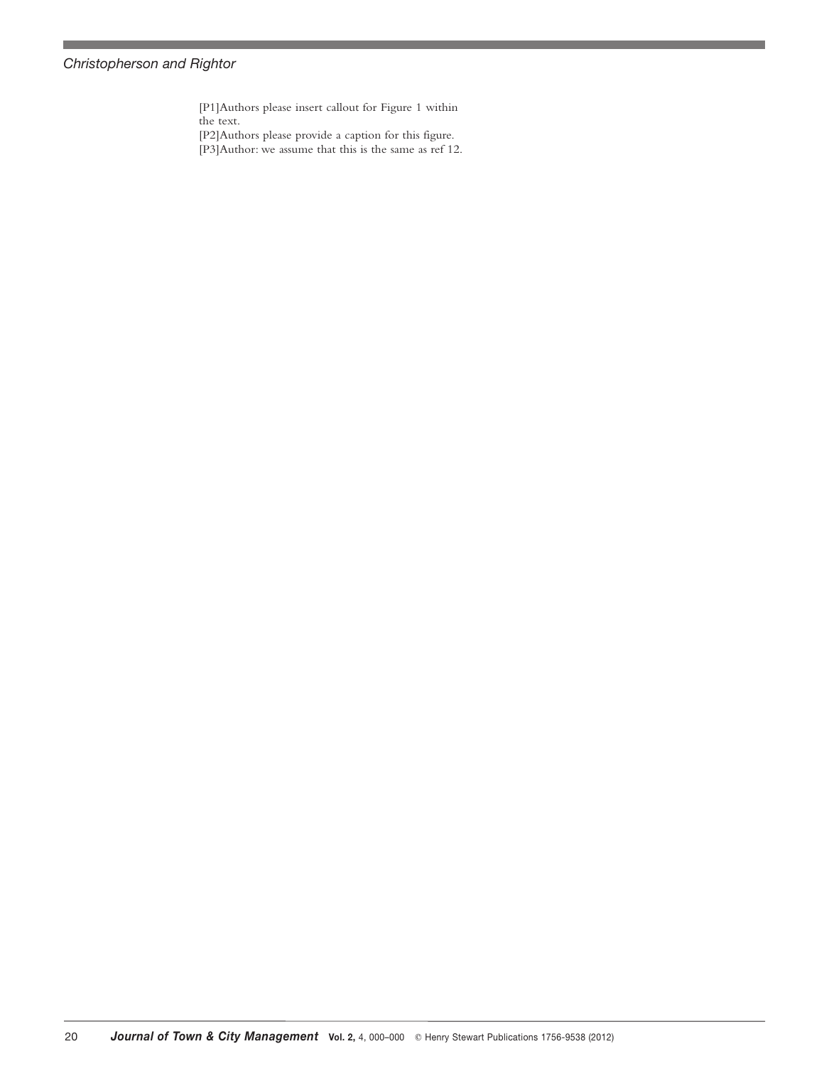[P1]Authors please insert callout for Figure 1 within the text.
[P2]Authors please provide a caption for this figure.
[P3]Author: we assume that this is the same as ref 12.